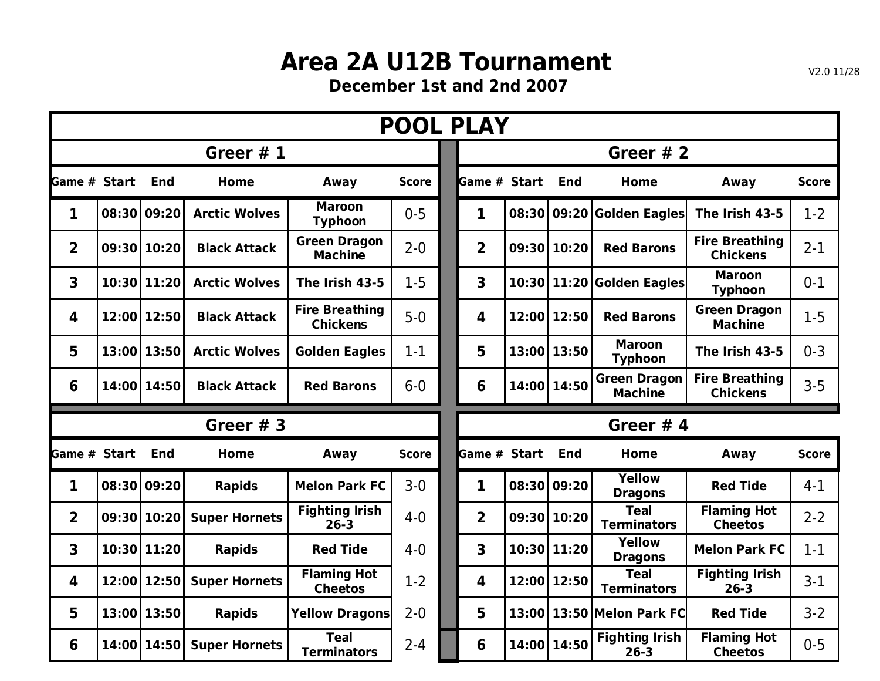# Area 2A U12B Tournament

**December 1st and 2nd 2007**

V2.0 11/28

## POOL PLAY

### Greer # 1

| Game # | Start | End | Home | Away | Score |
|---|---|---|---|---|---|
| 1 | 08:30 | 09:20 | Arctic Wolves | Maroon Typhoon | 0-5 |
| 2 | 09:30 | 10:20 | Black Attack | Green Dragon Machine | 2-0 |
| 3 | 10:30 | 11:20 | Arctic Wolves | The Irish 43-5 | 1-5 |
| 4 | 12:00 | 12:50 | Black Attack | Fire Breathing Chickens | 5-0 |
| 5 | 13:00 | 13:50 | Arctic Wolves | Golden Eagles | 1-1 |
| 6 | 14:00 | 14:50 | Black Attack | Red Barons | 6-0 |

### Greer # 2

| Game # | Start | End | Home | Away | Score |
|---|---|---|---|---|---|
| 1 | 08:30 | 09:20 | Golden Eagles | The Irish 43-5 | 1-2 |
| 2 | 09:30 | 10:20 | Red Barons | Fire Breathing Chickens | 2-1 |
| 3 | 10:30 | 11:20 | Golden Eagles | Maroon Typhoon | 0-1 |
| 4 | 12:00 | 12:50 | Red Barons | Green Dragon Machine | 1-5 |
| 5 | 13:00 | 13:50 | Maroon Typhoon | The Irish 43-5 | 0-3 |
| 6 | 14:00 | 14:50 | Green Dragon Machine | Fire Breathing Chickens | 3-5 |

### Greer # 3

| Game # | Start | End | Home | Away | Score |
|---|---|---|---|---|---|
| 1 | 08:30 | 09:20 | Rapids | Melon Park FC | 3-0 |
| 2 | 09:30 | 10:20 | Super Hornets | Fighting Irish 26-3 | 4-0 |
| 3 | 10:30 | 11:20 | Rapids | Red Tide | 4-0 |
| 4 | 12:00 | 12:50 | Super Hornets | Flaming Hot Cheetos | 1-2 |
| 5 | 13:00 | 13:50 | Rapids | Yellow Dragons | 2-0 |
| 6 | 14:00 | 14:50 | Super Hornets | Teal Terminators | 2-4 |

### Greer # 4

| Game # | Start | End | Home | Away | Score |
|---|---|---|---|---|---|
| 1 | 08:30 | 09:20 | Yellow Dragons | Red Tide | 4-1 |
| 2 | 09:30 | 10:20 | Teal Terminators | Flaming Hot Cheetos | 2-2 |
| 3 | 10:30 | 11:20 | Yellow Dragons | Melon Park FC | 1-1 |
| 4 | 12:00 | 12:50 | Teal Terminators | Fighting Irish 26-3 | 3-1 |
| 5 | 13:00 | 13:50 | Melon Park FC | Red Tide | 3-2 |
| 6 | 14:00 | 14:50 | Fighting Irish 26-3 | Flaming Hot Cheetos | 0-5 |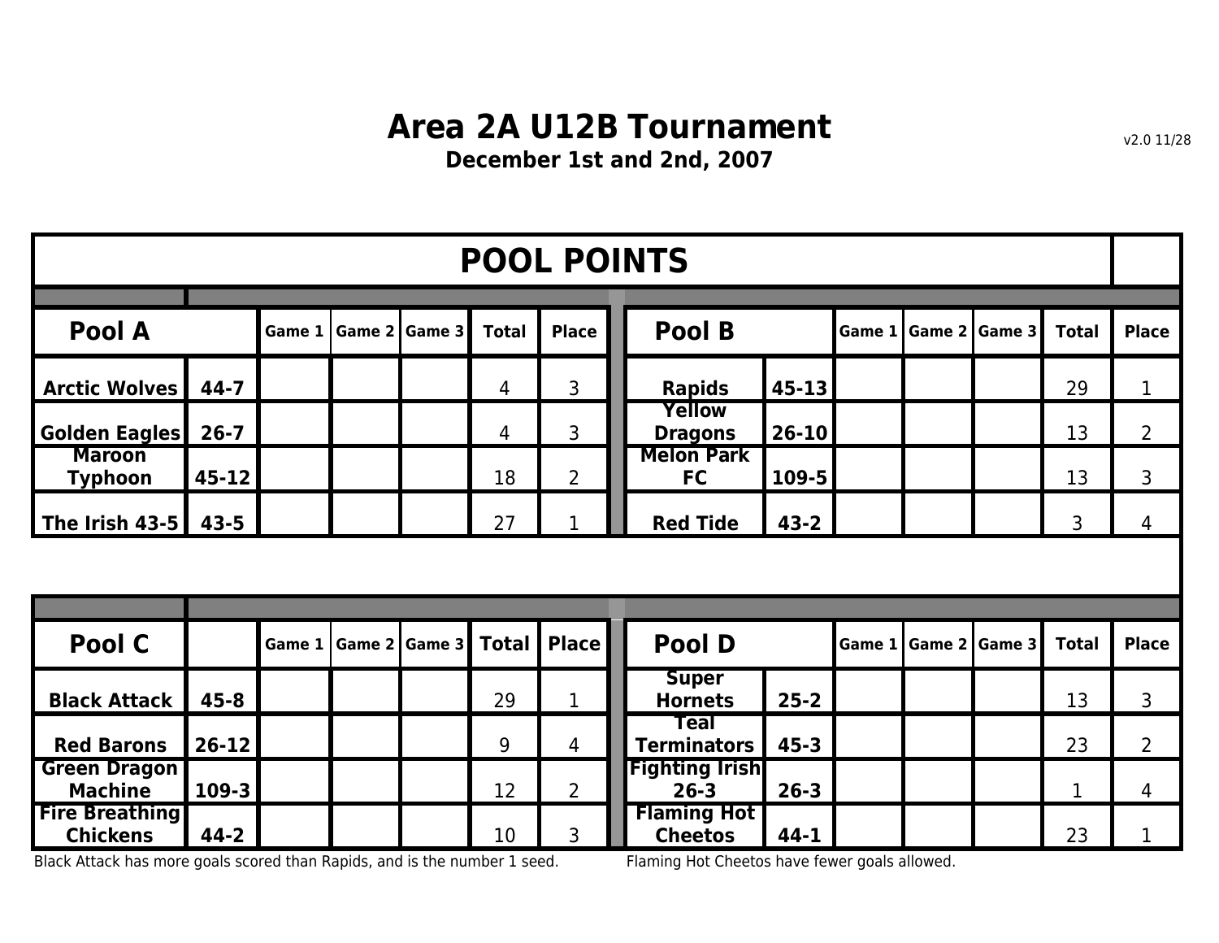# Area 2A U12B Tournament

**December 1st and 2nd, 2007**

v2.0 11/28

## POOL POINTS

| Pool A | | Game 1 | Game 2 | Game 3 | Total | Place |
|---|---|---|---|---|---|---|
| Arctic Wolves | 44-7 | | | | 4 | 3 |
| Golden Eagles | 26-7 | | | | 4 | 3 |
| Maroon Typhoon | 45-12 | | | | 18 | 2 |
| The Irish 43-5 | 43-5 | | | | 27 | 1 |

| Pool B | | Game 1 | Game 2 | Game 3 | Total | Place |
|---|---|---|---|---|---|---|
| Rapids | 45-13 | | | | 29 | 1 |
| Yellow Dragons | 26-10 | | | | 13 | 2 |
| Melon Park FC | 109-5 | | | | 13 | 3 |
| Red Tide | 43-2 | | | | 3 | 4 |

| Pool C | | Game 1 | Game 2 | Game 3 | Total | Place |
|---|---|---|---|---|---|---|
| Black Attack | 45-8 | | | | 29 | 1 |
| Red Barons | 26-12 | | | | 9 | 4 |
| Green Dragon Machine | 109-3 | | | | 12 | 2 |
| Fire Breathing Chickens | 44-2 | | | | 10 | 3 |

Black Attack has more goals scored than Rapids, and is the number 1 seed.

| Pool D | | Game 1 | Game 2 | Game 3 | Total | Place |
|---|---|---|---|---|---|---|
| Super Hornets | 25-2 | | | | 13 | 3 |
| Teal Terminators | 45-3 | | | | 23 | 2 |
| Fighting Irish 26-3 | 26-3 | | | | 1 | 4 |
| Flaming Hot Cheetos | 44-1 | | | | 23 | 1 |

Flaming Hot Cheetos have fewer goals allowed.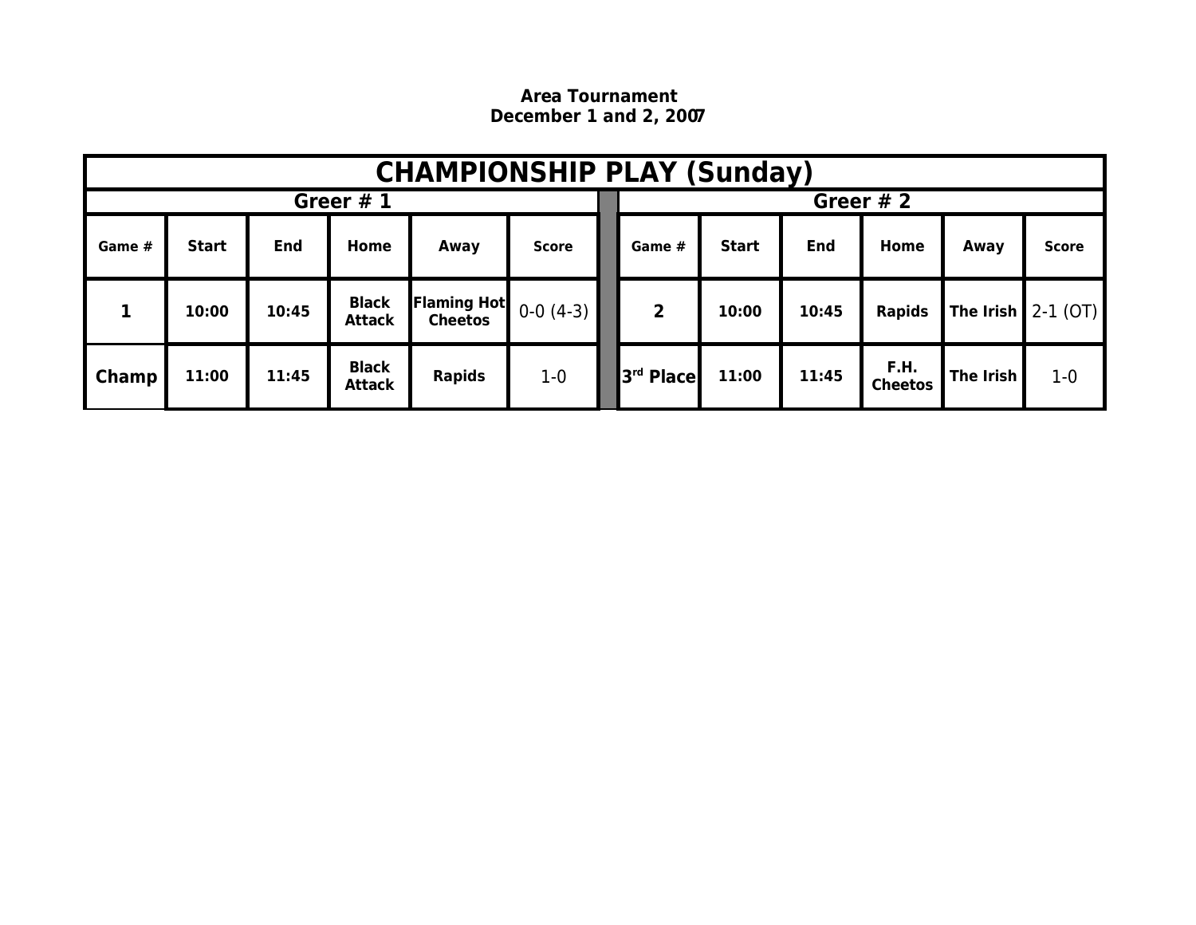**Area Tournament**
**December 1 and 2, 2007**

| CHAMPIONSHIP PLAY (Sunday) | | | | | | | | | | | |
|---|---|---|---|---|---|---|---|---|---|---|---|
| Greer # 1 | | | | | | Greer # 2 | | | | | |
| Game # | Start | End | Home | Away | Score | Game # | Start | End | Home | Away | Score |
| 1 | 10:00 | 10:45 | Black Attack | Flaming Hot Cheetos | 0-0 (4-3) | 2 | 10:00 | 10:45 | Rapids | The Irish | 2-1 (OT) |
| Champ | 11:00 | 11:45 | Black Attack | Rapids | 1-0 | 3rd Place | 11:00 | 11:45 | F.H. Cheetos | The Irish | 1-0 |